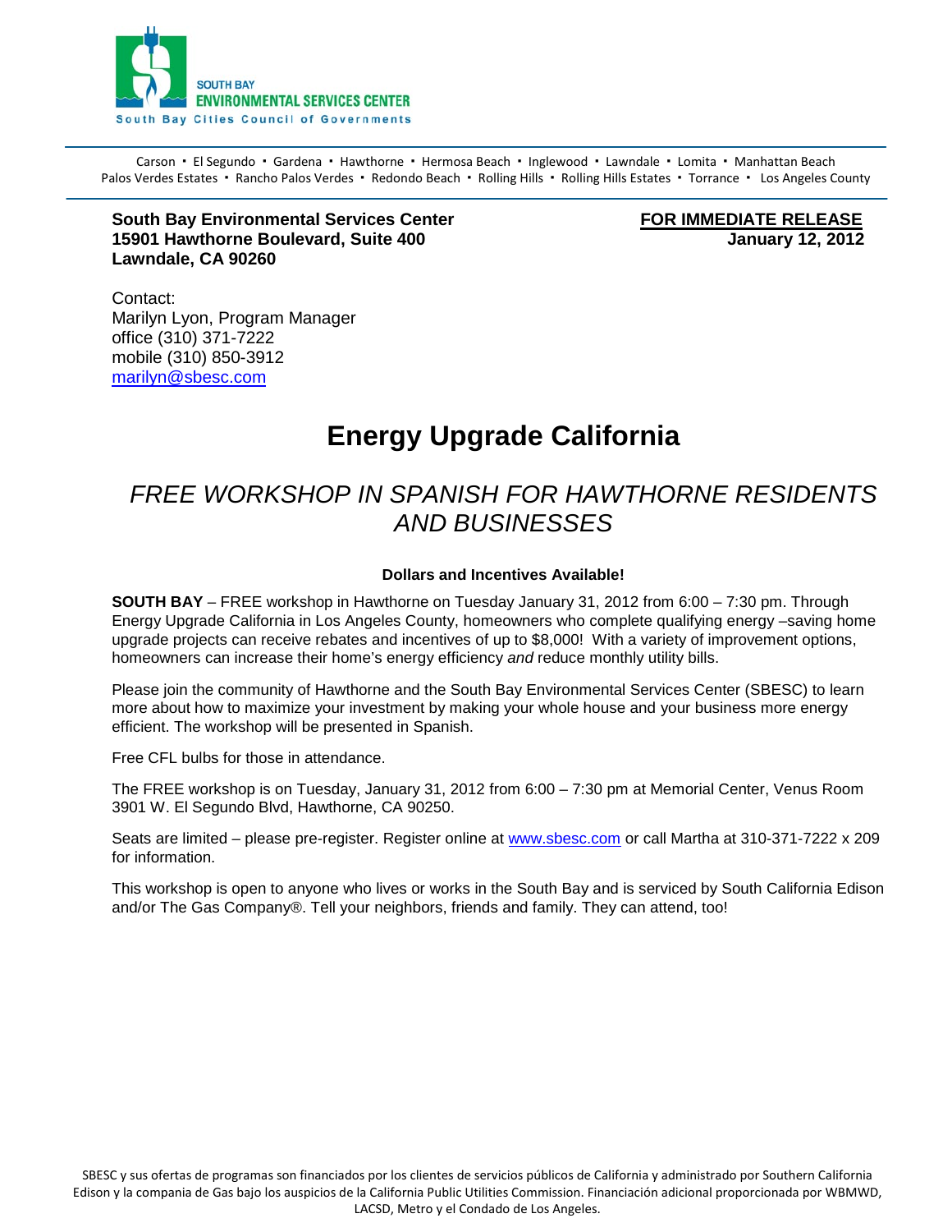SOUTH BAY
ENVIRONMENTAL SERVICES CENTER
South Bay Cities Council of Governments

Carson ▪ El Segundo ▪ Gardena ▪ Hawthorne ▪ Hermosa Beach ▪ Inglewood ▪ Lawndale ▪ Lomita ▪ Manhattan Beach
Palos Verdes Estates ▪ Rancho Palos Verdes ▪ Redondo Beach ▪ Rolling Hills ▪ Rolling Hills Estates ▪ Torrance ▪ Los Angeles County

**South Bay Environmental Services Center**
**15901 Hawthorne Boulevard, Suite 400**
**Lawndale, CA 90260**

**FOR IMMEDIATE RELEASE**
**January 12, 2012**

Contact:
Marilyn Lyon, Program Manager
office (310) 371-7222
mobile (310) 850-3912
marilyn@sbesc.com

# Energy Upgrade California

## *FREE WORKSHOP IN SPANISH FOR HAWTHORNE RESIDENTS AND BUSINESSES*

**Dollars and Incentives Available!**

**SOUTH BAY** – FREE workshop in Hawthorne on Tuesday January 31, 2012 from 6:00 – 7:30 pm. Through Energy Upgrade California in Los Angeles County, homeowners who complete qualifying energy –saving home upgrade projects can receive rebates and incentives of up to $8,000! With a variety of improvement options, homeowners can increase their home's energy efficiency *and* reduce monthly utility bills.

Please join the community of Hawthorne and the South Bay Environmental Services Center (SBESC) to learn more about how to maximize your investment by making your whole house and your business more energy efficient. The workshop will be presented in Spanish.

Free CFL bulbs for those in attendance.

The FREE workshop is on Tuesday, January 31, 2012 from 6:00 – 7:30 pm at Memorial Center, Venus Room 3901 W. El Segundo Blvd, Hawthorne, CA 90250.

Seats are limited – please pre-register. Register online at www.sbesc.com or call Martha at 310-371-7222 x 209 for information.

This workshop is open to anyone who lives or works in the South Bay and is serviced by South California Edison and/or The Gas Company®. Tell your neighbors, friends and family. They can attend, too!

SBESC y sus ofertas de programas son financiados por los clientes de servicios públicos de California y administrado por Southern California Edison y la compania de Gas bajo los auspicios de la California Public Utilities Commission. Financiación adicional proporcionada por WBMWD, LACSD, Metro y el Condado de Los Angeles.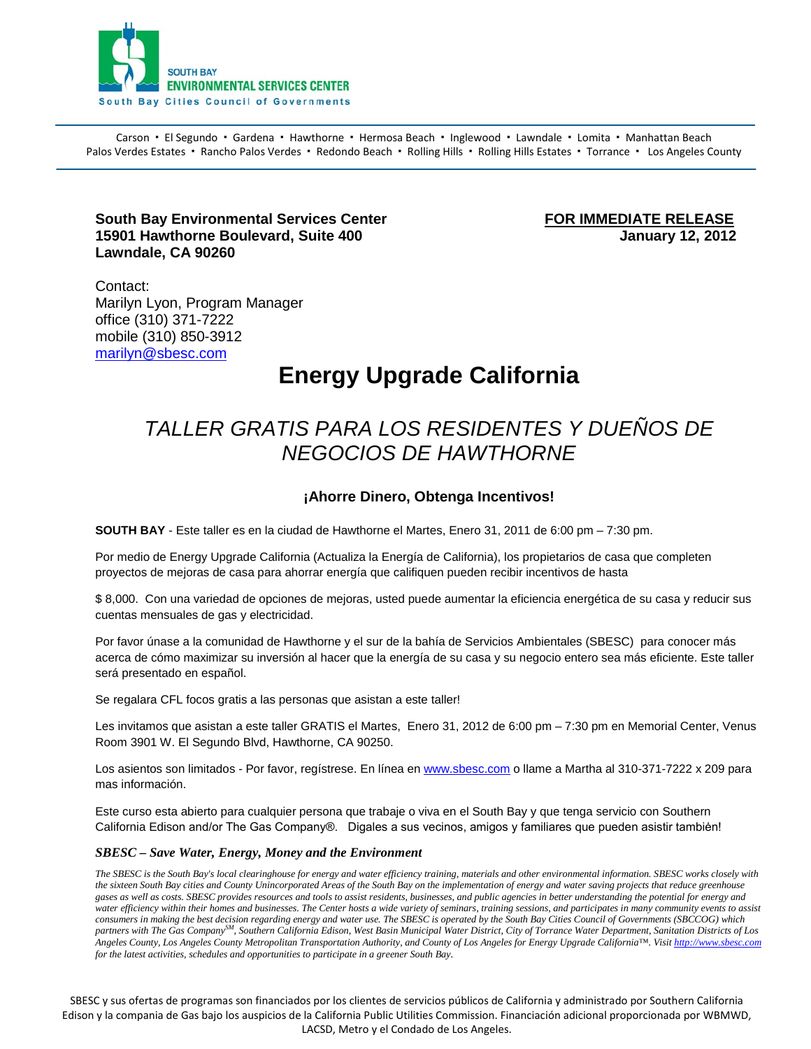SOUTH BAY ENVIRONMENTAL SERVICES CENTER

South Bay Cities Council of Governments

Carson • El Segundo • Gardena • Hawthorne • Hermosa Beach • Inglewood • Lawndale • Lomita • Manhattan Beach
Palos Verdes Estates • Rancho Palos Verdes • Redondo Beach • Rolling Hills • Rolling Hills Estates • Torrance • Los Angeles County

**South Bay Environmental Services Center**
**15901 Hawthorne Boulevard, Suite 400**
**Lawndale, CA 90260**

**FOR IMMEDIATE RELEASE**
**January 12, 2012**

Contact:
Marilyn Lyon, Program Manager
office (310) 371-7222
mobile (310) 850-3912
marilyn@sbesc.com

# Energy Upgrade California

## *TALLER GRATIS PARA LOS RESIDENTES Y DUEÑOS DE NEGOCIOS DE HAWTHORNE*

### ¡Ahorre Dinero, Obtenga Incentivos!

**SOUTH BAY** - Este taller es en la ciudad de Hawthorne el Martes, Enero 31, 2011 de 6:00 pm – 7:30 pm.

Por medio de Energy Upgrade California (Actualiza la Energía de California), los propietarios de casa que completen proyectos de mejoras de casa para ahorrar energía que califiquen pueden recibir incentivos de hasta

$ 8,000. Con una variedad de opciones de mejoras, usted puede aumentar la eficiencia energética de su casa y reducir sus cuentas mensuales de gas y electricidad.

Por favor únase a la comunidad de Hawthorne y el sur de la bahía de Servicios Ambientales (SBESC) para conocer más acerca de cómo maximizar su inversión al hacer que la energía de su casa y su negocio entero sea más eficiente. Este taller será presentado en español.

Se regalara CFL focos gratis a las personas que asistan a este taller!

Les invitamos que asistan a este taller GRATIS el Martes, Enero 31, 2012 de 6:00 pm – 7:30 pm en Memorial Center, Venus Room 3901 W. El Segundo Blvd, Hawthorne, CA 90250.

Los asientos son limitados - Por favor, regístrese. En línea en www.sbesc.com o llame a Martha al 310-371-7222 x 209 para mas información.

Este curso esta abierto para cualquier persona que trabaje o viva en el South Bay y que tenga servicio con Southern California Edison and/or The Gas Company®. Digales a sus vecinos, amigos y familiares que pueden asistir también!

***SBESC – Save Water, Energy, Money and the Environment***

*The SBESC is the South Bay's local clearinghouse for energy and water efficiency training, materials and other environmental information. SBESC works closely with the sixteen South Bay cities and County Unincorporated Areas of the South Bay on the implementation of energy and water saving projects that reduce greenhouse gases as well as costs. SBESC provides resources and tools to assist residents, businesses, and public agencies in better understanding the potential for energy and water efficiency within their homes and businesses. The Center hosts a wide variety of seminars, training sessions, and participates in many community events to assist consumers in making the best decision regarding energy and water use. The SBESC is operated by the South Bay Cities Council of Governments (SBCCOG) which partners with The Gas Company℠, Southern California Edison, West Basin Municipal Water District, City of Torrance Water Department, Sanitation Districts of Los Angeles County, Los Angeles County Metropolitan Transportation Authority, and County of Los Angeles for Energy Upgrade California™. Visit http://www.sbesc.com for the latest activities, schedules and opportunities to participate in a greener South Bay.*

SBESC y sus ofertas de programas son financiados por los clientes de servicios públicos de California y administrado por Southern California Edison y la compania de Gas bajo los auspicios de la California Public Utilities Commission. Financiación adicional proporcionada por WBMWD, LACSD, Metro y el Condado de Los Angeles.